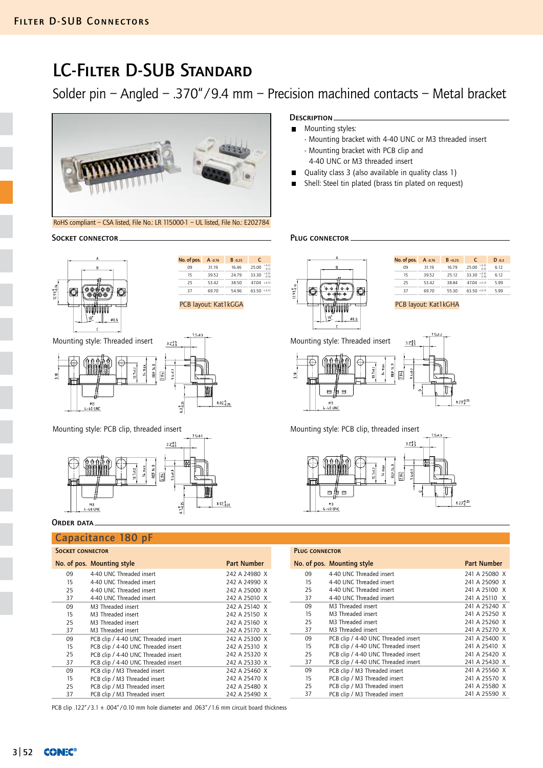# LC-Filter D-SUB Standard

## Solder pin – Angled – .370"/9.4 mm – Precision machined contacts – Metal bracket

RoHS compliant – CSA listed, File No.: LR 115000-1 – UL listed, File No.: E202784

### Description

- Mounting styles:
  - Mounting bracket with 4-40 UNC or M3 threaded insert
  - Mounting bracket with PCB clip and 4-40 UNC or M3 threaded insert
- Quality class 3 (also available in quality class 1)
- Shell: Steel tin plated (brass tin plated on request)

### Socket connector

| No. of pos. | A ±0.76 | B ±0.25 | C |
|---|---|---|---|
| 09 | 31.19 | 16.46 | 25.00 +0.12/−0.13 |
| 15 | 39.52 | 24.79 | 33.30 +0.15/−0.10 |
| 25 | 53.42 | 38.50 | 47.04 ±0.13 |
| 37 | 69.70 | 54.96 | 63.50 ±0.13 |

PCB layout: Kat1kGGA

Mounting style: Threaded insert

Mounting style: PCB clip, threaded insert

### Plug connector

| No. of pos. | A ±0.76 | B ±0.25 | C | D ±0.3 |
|---|---|---|---|---|
| 09 | 31.19 | 16.79 | 25.00 +0.12/−0.13 | 6.12 |
| 15 | 39.52 | 25.12 | 33.30 +0.15/−0.10 | 6.12 |
| 25 | 53.42 | 38.84 | 47.04 ±0.13 | 5.99 |
| 37 | 69.70 | 55.30 | 63.50 ±0.13 | 5.99 |

PCB layout: Kat1kGHA

Mounting style: Threaded insert

Mounting style: PCB clip, threaded insert

### Order data

#### Capacitance 180 pF

**Socket connector**

| No. of pos. | Mounting style | Part Number |
|---|---|---|
| 09 | 4-40 UNC Threaded insert | 242 A 24980 X |
| 15 | 4-40 UNC Threaded insert | 242 A 24990 X |
| 25 | 4-40 UNC Threaded insert | 242 A 25000 X |
| 37 | 4-40 UNC Threaded insert | 242 A 25010 X |
| 09 | M3 Threaded insert | 242 A 25140 X |
| 15 | M3 Threaded insert | 242 A 25150 X |
| 25 | M3 Threaded insert | 242 A 25160 X |
| 37 | M3 Threaded insert | 242 A 25170 X |
| 09 | PCB clip / 4-40 UNC Threaded insert | 242 A 25300 X |
| 15 | PCB clip / 4-40 UNC Threaded insert | 242 A 25310 X |
| 25 | PCB clip / 4-40 UNC Threaded insert | 242 A 25320 X |
| 37 | PCB clip / 4-40 UNC Threaded insert | 242 A 25330 X |
| 09 | PCB clip / M3 Threaded insert | 242 A 25460 X |
| 15 | PCB clip / M3 Threaded insert | 242 A 25470 X |
| 25 | PCB clip / M3 Threaded insert | 242 A 25480 X |
| 37 | PCB clip / M3 Threaded insert | 242 A 25490 X |

**Plug connector**

| No. of pos. | Mounting style | Part Number |
|---|---|---|
| 09 | 4-40 UNC Threaded insert | 241 A 25080 X |
| 15 | 4-40 UNC Threaded insert | 241 A 25090 X |
| 25 | 4-40 UNC Threaded insert | 241 A 25100 X |
| 37 | 4-40 UNC Threaded insert | 241 A 25110 X |
| 09 | M3 Threaded insert | 241 A 25240 X |
| 15 | M3 Threaded insert | 241 A 25250 X |
| 25 | M3 Threaded insert | 241 A 25260 X |
| 37 | M3 Threaded insert | 241 A 25270 X |
| 09 | PCB clip / 4-40 UNC Threaded insert | 241 A 25400 X |
| 15 | PCB clip / 4-40 UNC Threaded insert | 241 A 25410 X |
| 25 | PCB clip / 4-40 UNC Threaded insert | 241 A 25420 X |
| 37 | PCB clip / 4-40 UNC Threaded insert | 241 A 25430 X |
| 09 | PCB clip / M3 Threaded insert | 241 A 25560 X |
| 15 | PCB clip / M3 Threaded insert | 241 A 25570 X |
| 25 | PCB clip / M3 Threaded insert | 241 A 25580 X |
| 37 | PCB clip / M3 Threaded insert | 241 A 25590 X |

PCB clip .122"/3.1 ± .004"/0.10 mm hole diameter and .063"/1.6 mm circuit board thickness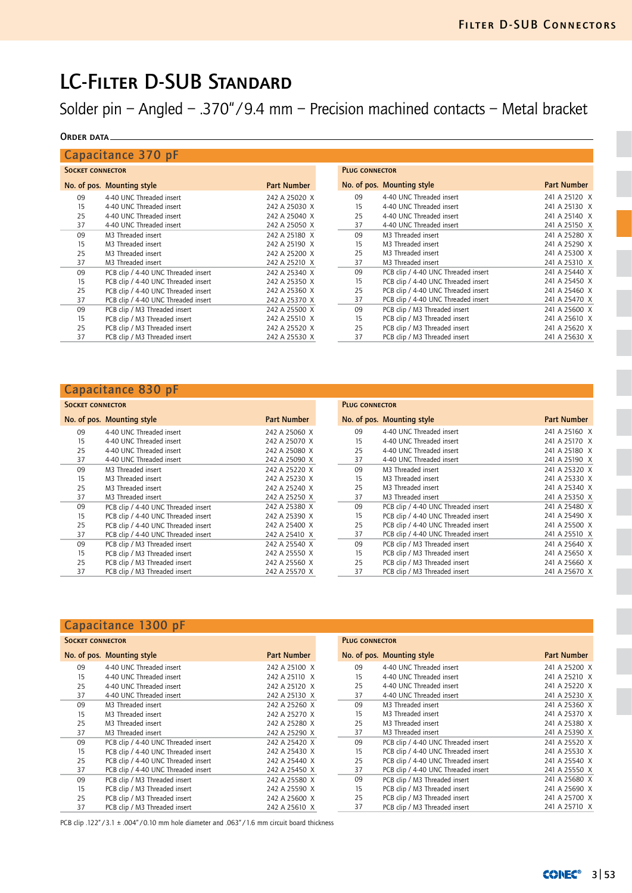# LC-Filter D-SUB Standard

Solder pin – Angled – .370"/9.4 mm – Precision machined contacts – Metal bracket

**Order data**

## Capacitance 370 pF

**Socket connector**

| No. of pos. | Mounting style | Part Number |
|---|---|---|
| 09 | 4-40 UNC Threaded insert | 242 A 25020 X |
| 15 | 4-40 UNC Threaded insert | 242 A 25030 X |
| 25 | 4-40 UNC Threaded insert | 242 A 25040 X |
| 37 | 4-40 UNC Threaded insert | 242 A 25050 X |
| 09 | M3 Threaded insert | 242 A 25180 X |
| 15 | M3 Threaded insert | 242 A 25190 X |
| 25 | M3 Threaded insert | 242 A 25200 X |
| 37 | M3 Threaded insert | 242 A 25210 X |
| 09 | PCB clip / 4-40 UNC Threaded insert | 242 A 25340 X |
| 15 | PCB clip / 4-40 UNC Threaded insert | 242 A 25350 X |
| 25 | PCB clip / 4-40 UNC Threaded insert | 242 A 25360 X |
| 37 | PCB clip / 4-40 UNC Threaded insert | 242 A 25370 X |
| 09 | PCB clip / M3 Threaded insert | 242 A 25500 X |
| 15 | PCB clip / M3 Threaded insert | 242 A 25510 X |
| 25 | PCB clip / M3 Threaded insert | 242 A 25520 X |
| 37 | PCB clip / M3 Threaded insert | 242 A 25530 X |

**Plug connector**

| No. of pos. | Mounting style | Part Number |
|---|---|---|
| 09 | 4-40 UNC Threaded insert | 241 A 25120 X |
| 15 | 4-40 UNC Threaded insert | 241 A 25130 X |
| 25 | 4-40 UNC Threaded insert | 241 A 25140 X |
| 37 | 4-40 UNC Threaded insert | 241 A 25150 X |
| 09 | M3 Threaded insert | 241 A 25280 X |
| 15 | M3 Threaded insert | 241 A 25290 X |
| 25 | M3 Threaded insert | 241 A 25300 X |
| 37 | M3 Threaded insert | 241 A 25310 X |
| 09 | PCB clip / 4-40 UNC Threaded insert | 241 A 25440 X |
| 15 | PCB clip / 4-40 UNC Threaded insert | 241 A 25450 X |
| 25 | PCB clip / 4-40 UNC Threaded insert | 241 A 25460 X |
| 37 | PCB clip / 4-40 UNC Threaded insert | 241 A 25470 X |
| 09 | PCB clip / M3 Threaded insert | 241 A 25600 X |
| 15 | PCB clip / M3 Threaded insert | 241 A 25610 X |
| 25 | PCB clip / M3 Threaded insert | 241 A 25620 X |
| 37 | PCB clip / M3 Threaded insert | 241 A 25630 X |

## Capacitance 830 pF

**Socket connector**

| No. of pos. | Mounting style | Part Number |
|---|---|---|
| 09 | 4-40 UNC Threaded insert | 242 A 25060 X |
| 15 | 4-40 UNC Threaded insert | 242 A 25070 X |
| 25 | 4-40 UNC Threaded insert | 242 A 25080 X |
| 37 | 4-40 UNC Threaded insert | 242 A 25090 X |
| 09 | M3 Threaded insert | 242 A 25220 X |
| 15 | M3 Threaded insert | 242 A 25230 X |
| 25 | M3 Threaded insert | 242 A 25240 X |
| 37 | M3 Threaded insert | 242 A 25250 X |
| 09 | PCB clip / 4-40 UNC Threaded insert | 242 A 25380 X |
| 15 | PCB clip / 4-40 UNC Threaded insert | 242 A 25390 X |
| 25 | PCB clip / 4-40 UNC Threaded insert | 242 A 25400 X |
| 37 | PCB clip / 4-40 UNC Threaded insert | 242 A 25410 X |
| 09 | PCB clip / M3 Threaded insert | 242 A 25540 X |
| 15 | PCB clip / M3 Threaded insert | 242 A 25550 X |
| 25 | PCB clip / M3 Threaded insert | 242 A 25560 X |
| 37 | PCB clip / M3 Threaded insert | 242 A 25570 X |

**Plug connector**

| No. of pos. | Mounting style | Part Number |
|---|---|---|
| 09 | 4-40 UNC Threaded insert | 241 A 25160 X |
| 15 | 4-40 UNC Threaded insert | 241 A 25170 X |
| 25 | 4-40 UNC Threaded insert | 241 A 25180 X |
| 37 | 4-40 UNC Threaded insert | 241 A 25190 X |
| 09 | M3 Threaded insert | 241 A 25320 X |
| 15 | M3 Threaded insert | 241 A 25330 X |
| 25 | M3 Threaded insert | 241 A 25340 X |
| 37 | M3 Threaded insert | 241 A 25350 X |
| 09 | PCB clip / 4-40 UNC Threaded insert | 241 A 25480 X |
| 15 | PCB clip / 4-40 UNC Threaded insert | 241 A 25490 X |
| 25 | PCB clip / 4-40 UNC Threaded insert | 241 A 25500 X |
| 37 | PCB clip / 4-40 UNC Threaded insert | 241 A 25510 X |
| 09 | PCB clip / M3 Threaded insert | 241 A 25640 X |
| 15 | PCB clip / M3 Threaded insert | 241 A 25650 X |
| 25 | PCB clip / M3 Threaded insert | 241 A 25660 X |
| 37 | PCB clip / M3 Threaded insert | 241 A 25670 X |

## Capacitance 1300 pF

**Socket connector**

| No. of pos. | Mounting style | Part Number |
|---|---|---|
| 09 | 4-40 UNC Threaded insert | 242 A 25100 X |
| 15 | 4-40 UNC Threaded insert | 242 A 25110 X |
| 25 | 4-40 UNC Threaded insert | 242 A 25120 X |
| 37 | 4-40 UNC Threaded insert | 242 A 25130 X |
| 09 | M3 Threaded insert | 242 A 25260 X |
| 15 | M3 Threaded insert | 242 A 25270 X |
| 25 | M3 Threaded insert | 242 A 25280 X |
| 37 | M3 Threaded insert | 242 A 25290 X |
| 09 | PCB clip / 4-40 UNC Threaded insert | 242 A 25420 X |
| 15 | PCB clip / 4-40 UNC Threaded insert | 242 A 25430 X |
| 25 | PCB clip / 4-40 UNC Threaded insert | 242 A 25440 X |
| 37 | PCB clip / 4-40 UNC Threaded insert | 242 A 25450 X |
| 09 | PCB clip / M3 Threaded insert | 242 A 25580 X |
| 15 | PCB clip / M3 Threaded insert | 242 A 25590 X |
| 25 | PCB clip / M3 Threaded insert | 242 A 25600 X |
| 37 | PCB clip / M3 Threaded insert | 242 A 25610 X |

**Plug connector**

| No. of pos. | Mounting style | Part Number |
|---|---|---|
| 09 | 4-40 UNC Threaded insert | 241 A 25200 X |
| 15 | 4-40 UNC Threaded insert | 241 A 25210 X |
| 25 | 4-40 UNC Threaded insert | 241 A 25220 X |
| 37 | 4-40 UNC Threaded insert | 241 A 25230 X |
| 09 | M3 Threaded insert | 241 A 25360 X |
| 15 | M3 Threaded insert | 241 A 25370 X |
| 25 | M3 Threaded insert | 241 A 25380 X |
| 37 | M3 Threaded insert | 241 A 25390 X |
| 09 | PCB clip / 4-40 UNC Threaded insert | 241 A 25520 X |
| 15 | PCB clip / 4-40 UNC Threaded insert | 241 A 25530 X |
| 25 | PCB clip / 4-40 UNC Threaded insert | 241 A 25540 X |
| 37 | PCB clip / 4-40 UNC Threaded insert | 241 A 25550 X |
| 09 | PCB clip / M3 Threaded insert | 241 A 25680 X |
| 15 | PCB clip / M3 Threaded insert | 241 A 25690 X |
| 25 | PCB clip / M3 Threaded insert | 241 A 25700 X |
| 37 | PCB clip / M3 Threaded insert | 241 A 25710 X |

PCB clip .122"/3.1 ± .004"/0.10 mm hole diameter and .063"/1.6 mm circuit board thickness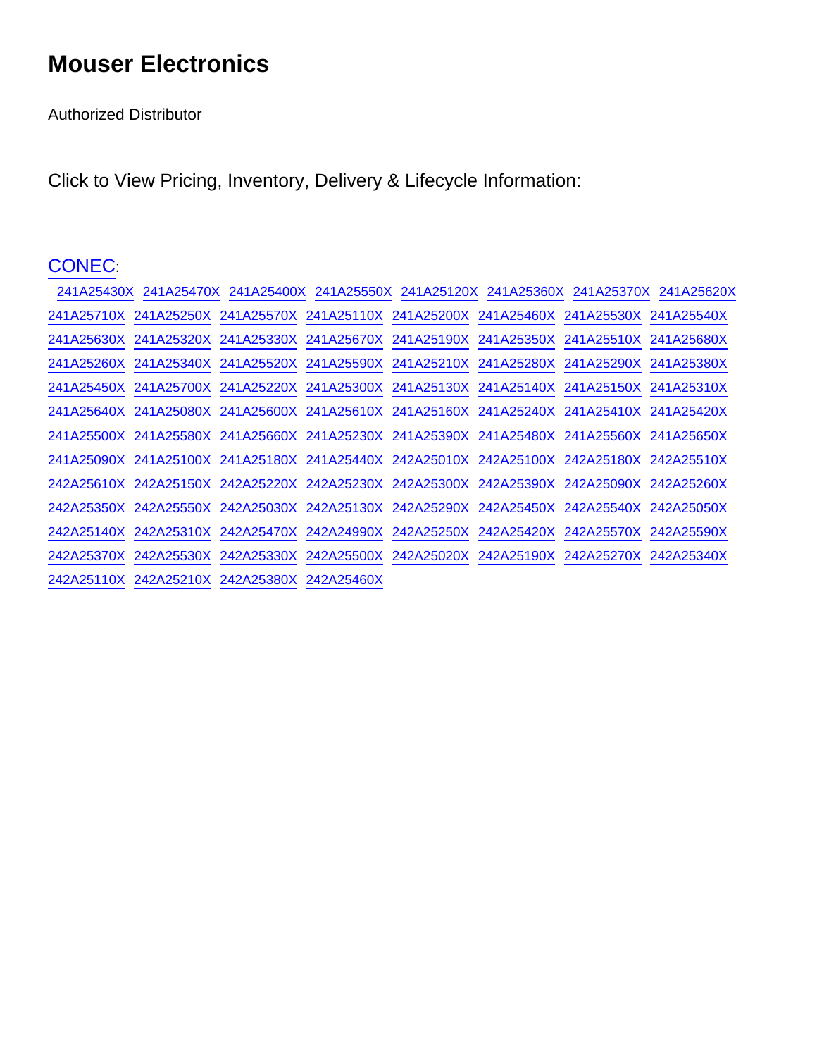# Mouser Electronics

Authorized Distributor

Click to View Pricing, Inventory, Delivery & Lifecycle Information:

CONEC:

241A25430X 241A25470X 241A25400X 241A25550X 241A25120X 241A25360X 241A25370X 241A25620X
241A25710X 241A25250X 241A25570X 241A25110X 241A25200X 241A25460X 241A25530X 241A25540X
241A25630X 241A25320X 241A25330X 241A25670X 241A25190X 241A25350X 241A25510X 241A25680X
241A25260X 241A25340X 241A25520X 241A25590X 241A25210X 241A25280X 241A25290X 241A25380X
241A25450X 241A25700X 241A25220X 241A25300X 241A25130X 241A25140X 241A25150X 241A25310X
241A25640X 241A25080X 241A25600X 241A25610X 241A25160X 241A25240X 241A25410X 241A25420X
241A25500X 241A25580X 241A25660X 241A25230X 241A25390X 241A25480X 241A25560X 241A25650X
241A25090X 241A25100X 241A25180X 241A25440X 242A25010X 242A25100X 242A25180X 242A25510X
242A25610X 242A25150X 242A25220X 242A25230X 242A25300X 242A25390X 242A25090X 242A25260X
242A25350X 242A25550X 242A25030X 242A25130X 242A25290X 242A25450X 242A25540X 242A25050X
242A25140X 242A25310X 242A25470X 242A24990X 242A25250X 242A25420X 242A25570X 242A25590X
242A25370X 242A25530X 242A25330X 242A25500X 242A25020X 242A25190X 242A25270X 242A25340X
242A25110X 242A25210X 242A25380X 242A25460X